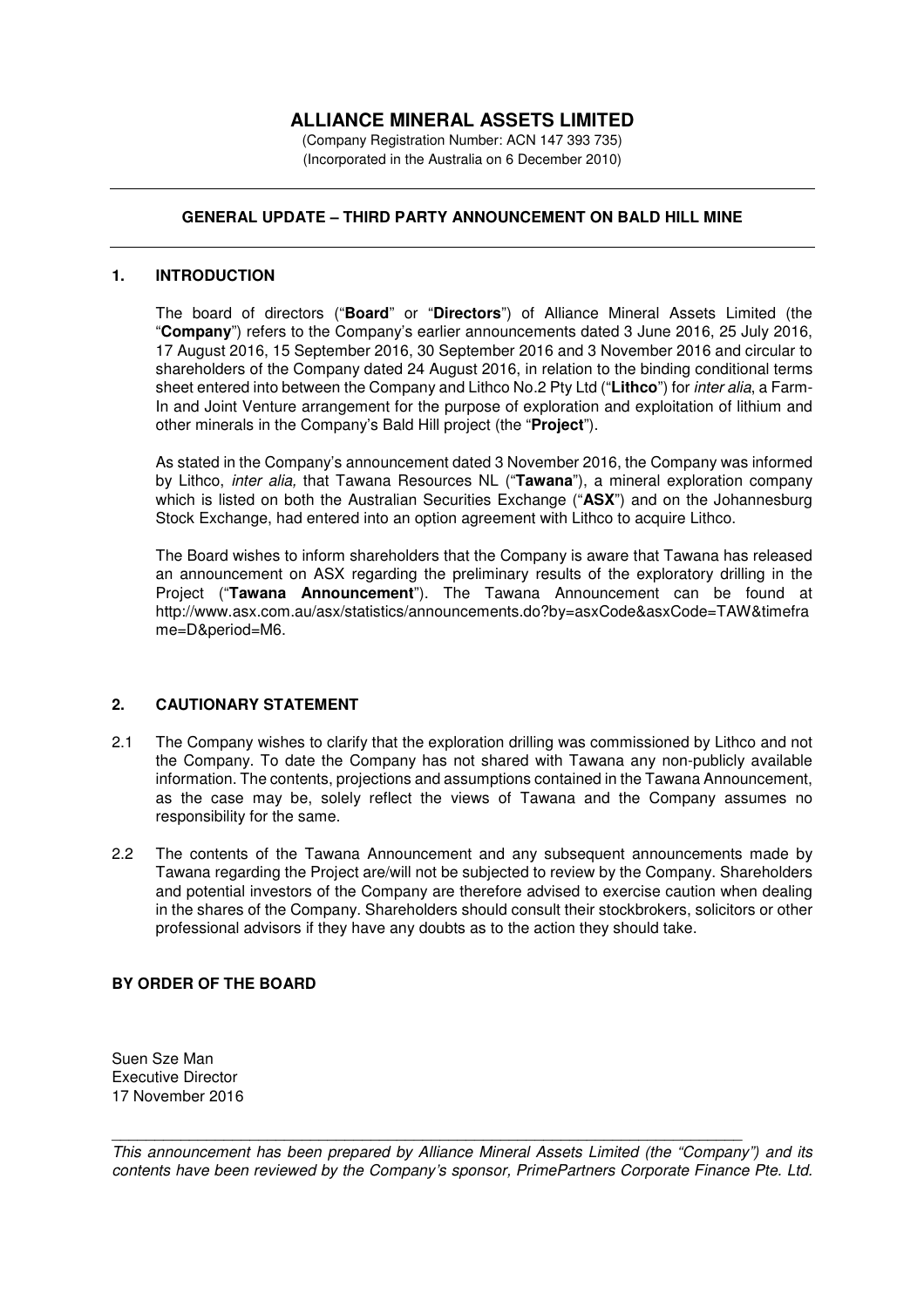# ALLIANCE MINERAL ASSETS LIMITED

(Company Registration Number: ACN 147 393 735)
(Incorporated in the Australia on 6 December 2010)

---

## GENERAL UPDATE – THIRD PARTY ANNOUNCEMENT ON BALD HILL MINE

---

### 1. INTRODUCTION

The board of directors ("**Board**" or "**Directors**") of Alliance Mineral Assets Limited (the "**Company**") refers to the Company's earlier announcements dated 3 June 2016, 25 July 2016, 17 August 2016, 15 September 2016, 30 September 2016 and 3 November 2016 and circular to shareholders of the Company dated 24 August 2016, in relation to the binding conditional terms sheet entered into between the Company and Lithco No.2 Pty Ltd ("**Lithco**") for *inter alia*, a Farm-In and Joint Venture arrangement for the purpose of exploration and exploitation of lithium and other minerals in the Company's Bald Hill project (the "**Project**").

As stated in the Company's announcement dated 3 November 2016, the Company was informed by Lithco, *inter alia,* that Tawana Resources NL ("**Tawana**"), a mineral exploration company which is listed on both the Australian Securities Exchange ("**ASX**") and on the Johannesburg Stock Exchange, had entered into an option agreement with Lithco to acquire Lithco.

The Board wishes to inform shareholders that the Company is aware that Tawana has released an announcement on ASX regarding the preliminary results of the exploratory drilling in the Project ("**Tawana Announcement**"). The Tawana Announcement can be found at http://www.asx.com.au/asx/statistics/announcements.do?by=asxCode&asxCode=TAW&timeframe=D&period=M6.

### 2. CAUTIONARY STATEMENT

2.1 The Company wishes to clarify that the exploration drilling was commissioned by Lithco and not the Company. To date the Company has not shared with Tawana any non-publicly available information. The contents, projections and assumptions contained in the Tawana Announcement, as the case may be, solely reflect the views of Tawana and the Company assumes no responsibility for the same.

2.2 The contents of the Tawana Announcement and any subsequent announcements made by Tawana regarding the Project are/will not be subjected to review by the Company. Shareholders and potential investors of the Company are therefore advised to exercise caution when dealing in the shares of the Company. Shareholders should consult their stockbrokers, solicitors or other professional advisors if they have any doubts as to the action they should take.

**BY ORDER OF THE BOARD**

Suen Sze Man
Executive Director
17 November 2016

---

*This announcement has been prepared by Alliance Mineral Assets Limited (the "Company") and its contents have been reviewed by the Company's sponsor, PrimePartners Corporate Finance Pte. Ltd.*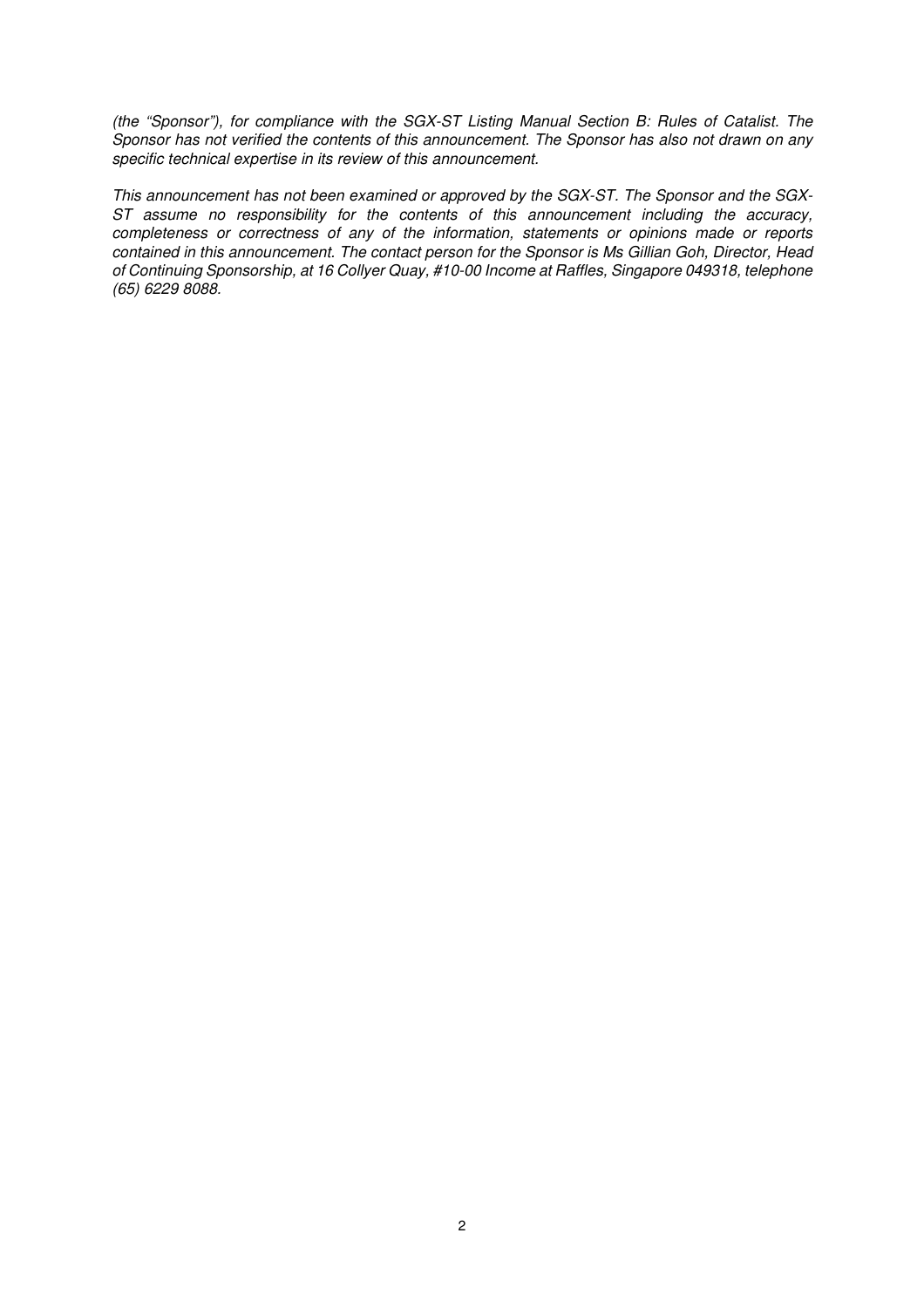*(the "Sponsor"), for compliance with the SGX-ST Listing Manual Section B: Rules of Catalist. The Sponsor has not verified the contents of this announcement. The Sponsor has also not drawn on any specific technical expertise in its review of this announcement.*

*This announcement has not been examined or approved by the SGX-ST. The Sponsor and the SGX-ST assume no responsibility for the contents of this announcement including the accuracy, completeness or correctness of any of the information, statements or opinions made or reports contained in this announcement. The contact person for the Sponsor is Ms Gillian Goh, Director, Head of Continuing Sponsorship, at 16 Collyer Quay, #10-00 Income at Raffles, Singapore 049318, telephone (65) 6229 8088.*